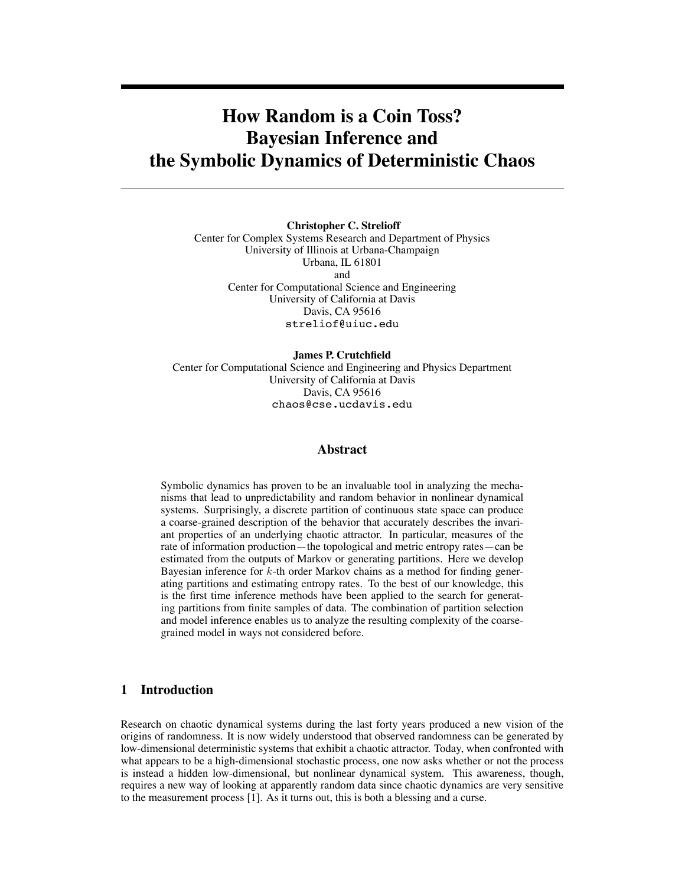# How Random is a Coin Toss? Bayesian Inference and the Symbolic Dynamics of Deterministic Chaos

**Christopher C. Strelioff**
Center for Complex Systems Research and Department of Physics
University of Illinois at Urbana-Champaign
Urbana, IL 61801
and
Center for Computational Science and Engineering
University of California at Davis
Davis, CA 95616
`streliof@uiuc.edu`

**James P. Crutchfield**
Center for Computational Science and Engineering and Physics Department
University of California at Davis
Davis, CA 95616
`chaos@cse.ucdavis.edu`

## Abstract

Symbolic dynamics has proven to be an invaluable tool in analyzing the mechanisms that lead to unpredictability and random behavior in nonlinear dynamical systems. Surprisingly, a discrete partition of continuous state space can produce a coarse-grained description of the behavior that accurately describes the invariant properties of an underlying chaotic attractor. In particular, measures of the rate of information production—the topological and metric entropy rates—can be estimated from the outputs of Markov or generating partitions. Here we develop Bayesian inference for $k$-th order Markov chains as a method for finding generating partitions and estimating entropy rates. To the best of our knowledge, this is the first time inference methods have been applied to the search for generating partitions from finite samples of data. The combination of partition selection and model inference enables us to analyze the resulting complexity of the coarse-grained model in ways not considered before.

## 1 Introduction

Research on chaotic dynamical systems during the last forty years produced a new vision of the origins of randomness. It is now widely understood that observed randomness can be generated by low-dimensional deterministic systems that exhibit a chaotic attractor. Today, when confronted with what appears to be a high-dimensional stochastic process, one now asks whether or not the process is instead a hidden low-dimensional, but nonlinear dynamical system. This awareness, though, requires a new way of looking at apparently random data since chaotic dynamics are very sensitive to the measurement process [1]. As it turns out, this is both a blessing and a curse.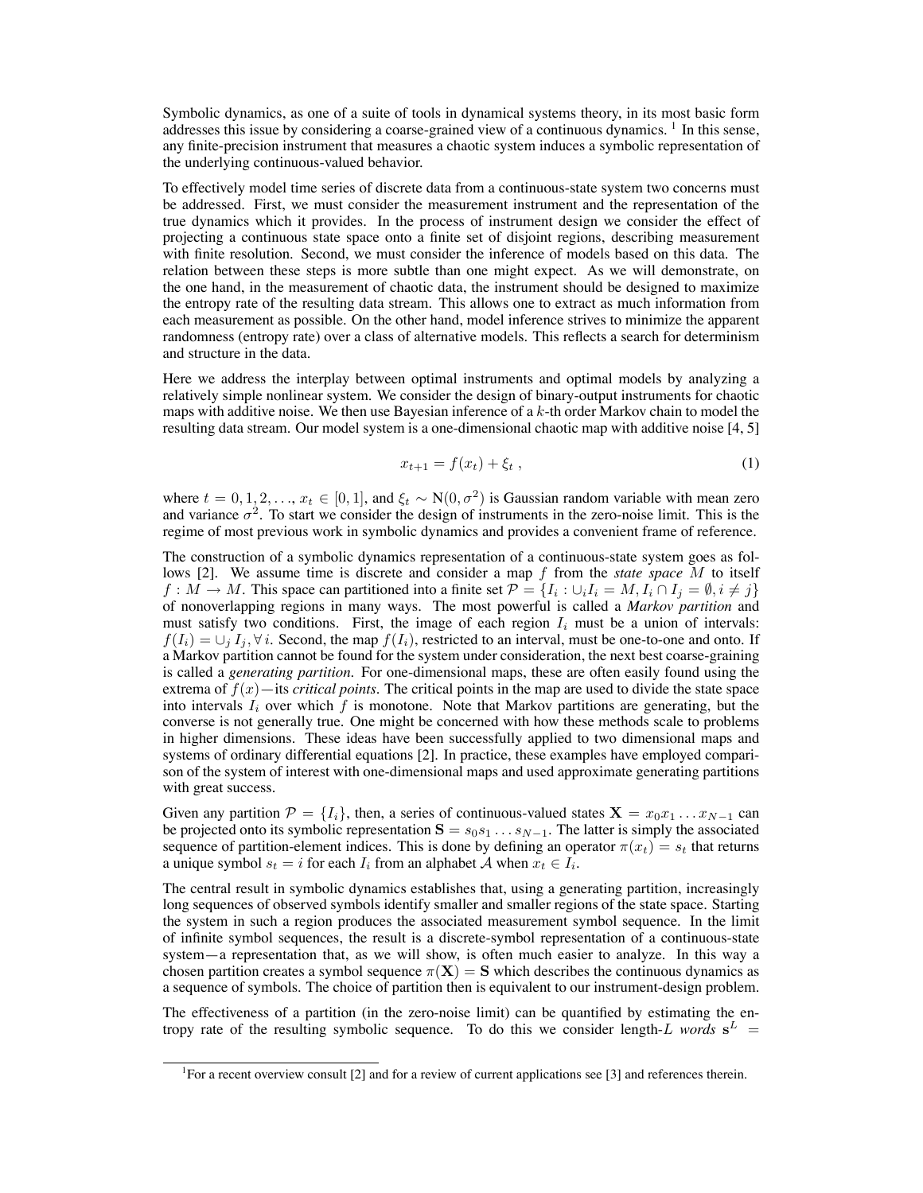Symbolic dynamics, as one of a suite of tools in dynamical systems theory, in its most basic form addresses this issue by considering a coarse-grained view of a continuous dynamics. [1] In this sense, any finite-precision instrument that measures a chaotic system induces a symbolic representation of the underlying continuous-valued behavior.

To effectively model time series of discrete data from a continuous-state system two concerns must be addressed. First, we must consider the measurement instrument and the representation of the true dynamics which it provides. In the process of instrument design we consider the effect of projecting a continuous state space onto a finite set of disjoint regions, describing measurement with finite resolution. Second, we must consider the inference of models based on this data. The relation between these steps is more subtle than one might expect. As we will demonstrate, on the one hand, in the measurement of chaotic data, the instrument should be designed to maximize the entropy rate of the resulting data stream. This allows one to extract as much information from each measurement as possible. On the other hand, model inference strives to minimize the apparent randomness (entropy rate) over a class of alternative models. This reflects a search for determinism and structure in the data.

Here we address the interplay between optimal instruments and optimal models by analyzing a relatively simple nonlinear system. We consider the design of binary-output instruments for chaotic maps with additive noise. We then use Bayesian inference of a $k$-th order Markov chain to model the resulting data stream. Our model system is a one-dimensional chaotic map with additive noise [4, 5]

$$x_{t+1} = f(x_t) + \xi_t \; , \tag{1}$$

where $t = 0, 1, 2, \ldots$, $x_t \in [0, 1]$, and $\xi_t \sim \mathrm{N}(0, \sigma^2)$ is Gaussian random variable with mean zero and variance $\sigma^2$. To start we consider the design of instruments in the zero-noise limit. This is the regime of most previous work in symbolic dynamics and provides a convenient frame of reference.

The construction of a symbolic dynamics representation of a continuous-state system goes as follows [2]. We assume time is discrete and consider a map $f$ from the *state space* $M$ to itself $f : M \rightarrow M$. This space can partitioned into a finite set $\mathcal{P} = \{I_i : \cup_i I_i = M, I_i \cap I_j = \emptyset, i \neq j\}$ of nonoverlapping regions in many ways. The most powerful is called a *Markov partition* and must satisfy two conditions. First, the image of each region $I_i$ must be a union of intervals: $f(I_i) = \cup_j I_j, \forall\, i$. Second, the map $f(I_i)$, restricted to an interval, must be one-to-one and onto. If a Markov partition cannot be found for the system under consideration, the next best coarse-graining is called a *generating partition*. For one-dimensional maps, these are often easily found using the extrema of $f(x)$—its *critical points*. The critical points in the map are used to divide the state space into intervals $I_i$ over which $f$ is monotone. Note that Markov partitions are generating, but the converse is not generally true. One might be concerned with how these methods scale to problems in higher dimensions. These ideas have been successfully applied to two dimensional maps and systems of ordinary differential equations [2]. In practice, these examples have employed comparison of the system of interest with one-dimensional maps and used approximate generating partitions with great success.

Given any partition $\mathcal{P} = \{I_i\}$, then, a series of continuous-valued states $\mathbf{X} = x_0 x_1 \ldots x_{N-1}$ can be projected onto its symbolic representation $\mathbf{S} = s_0 s_1 \ldots s_{N-1}$. The latter is simply the associated sequence of partition-element indices. This is done by defining an operator $\pi(x_t) = s_t$ that returns a unique symbol $s_t = i$ for each $I_i$ from an alphabet $\mathcal{A}$ when $x_t \in I_i$.

The central result in symbolic dynamics establishes that, using a generating partition, increasingly long sequences of observed symbols identify smaller and smaller regions of the state space. Starting the system in such a region produces the associated measurement symbol sequence. In the limit of infinite symbol sequences, the result is a discrete-symbol representation of a continuous-state system—a representation that, as we will show, is often much easier to analyze. In this way a chosen partition creates a symbol sequence $\pi(\mathbf{X}) = \mathbf{S}$ which describes the continuous dynamics as a sequence of symbols. The choice of partition then is equivalent to our instrument-design problem.

The effectiveness of a partition (in the zero-noise limit) can be quantified by estimating the entropy rate of the resulting symbolic sequence. To do this we consider length-$L$ *words* $\mathbf{s}^L =$

[1] For a recent overview consult [2] and for a review of current applications see [3] and references therein.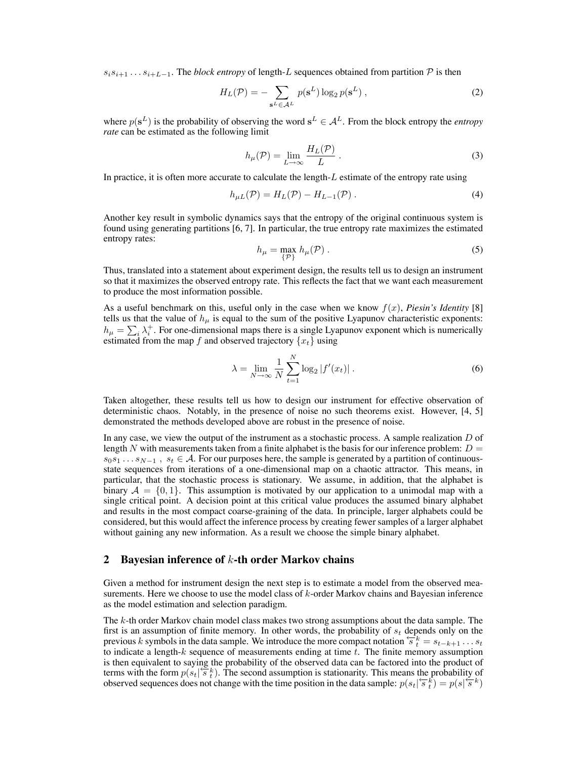$s_i s_{i+1} \ldots s_{i+L-1}$. The *block entropy* of length-$L$ sequences obtained from partition $\mathcal{P}$ is then

$$H_L(\mathcal{P}) = - \sum_{\mathbf{s}^L \in \mathcal{A}^L} p(\mathbf{s}^L) \log_2 p(\mathbf{s}^L) \; , \tag{2}$$

where $p(\mathbf{s}^L)$ is the probability of observing the word $\mathbf{s}^L \in \mathcal{A}^L$. From the block entropy the *entropy rate* can be estimated as the following limit

$$h_\mu(\mathcal{P}) = \lim_{L \to \infty} \frac{H_L(\mathcal{P})}{L} \; . \tag{3}$$

In practice, it is often more accurate to calculate the length-$L$ estimate of the entropy rate using

$$h_{\mu L}(\mathcal{P}) = H_L(\mathcal{P}) - H_{L-1}(\mathcal{P}) \; . \tag{4}$$

Another key result in symbolic dynamics says that the entropy of the original continuous system is found using generating partitions [6, 7]. In particular, the true entropy rate maximizes the estimated entropy rates:

$$h_\mu = \max_{\{\mathcal{P}\}} h_\mu(\mathcal{P}) \; . \tag{5}$$

Thus, translated into a statement about experiment design, the results tell us to design an instrument so that it maximizes the observed entropy rate. This reflects the fact that we want each measurement to produce the most information possible.

As a useful benchmark on this, useful only in the case when we know $f(x)$, *Piesin's Identity* [8] tells us that the value of $h_\mu$ is equal to the sum of the positive Lyapunov characteristic exponents: $h_\mu = \sum_i \lambda_i^+$. For one-dimensional maps there is a single Lyapunov exponent which is numerically estimated from the map $f$ and observed trajectory $\{x_t\}$ using

$$\lambda = \lim_{N \to \infty} \frac{1}{N} \sum_{t=1}^{N} \log_2 |f'(x_t)| \; . \tag{6}$$

Taken altogether, these results tell us how to design our instrument for effective observation of deterministic chaos. Notably, in the presence of noise no such theorems exist. However, [4, 5] demonstrated the methods developed above are robust in the presence of noise.

In any case, we view the output of the instrument as a stochastic process. A sample realization $D$ of length $N$ with measurements taken from a finite alphabet is the basis for our inference problem: $D = s_0 s_1 \ldots s_{N-1}$ , $s_t \in \mathcal{A}$. For our purposes here, the sample is generated by a partition of continuous-state sequences from iterations of a one-dimensional map on a chaotic attractor. This means, in particular, that the stochastic process is stationary. We assume, in addition, that the alphabet is binary $\mathcal{A} = \{0, 1\}$. This assumption is motivated by our application to a unimodal map with a single critical point. A decision point at this critical value produces the assumed binary alphabet and results in the most compact coarse-graining of the data. In principle, larger alphabets could be considered, but this would affect the inference process by creating fewer samples of a larger alphabet without gaining any new information. As a result we choose the simple binary alphabet.

## 2 Bayesian inference of $k$-th order Markov chains

Given a method for instrument design the next step is to estimate a model from the observed measurements. Here we choose to use the model class of $k$-order Markov chains and Bayesian inference as the model estimation and selection paradigm.

The $k$-th order Markov chain model class makes two strong assumptions about the data sample. The first is an assumption of finite memory. In other words, the probability of $s_t$ depends only on the previous $k$ symbols in the data sample. We introduce the more compact notation $\overleftarrow{s}_t^k = s_{t-k+1} \ldots s_t$ to indicate a length-$k$ sequence of measurements ending at time $t$. The finite memory assumption is then equivalent to saying the probability of the observed data can be factored into the product of terms with the form $p(s_t | \overleftarrow{s}_t^k)$. The second assumption is stationarity. This means the probability of observed sequences does not change with the time position in the data sample: $p(s_t | \overleftarrow{s}_t^k) = p(s | \overleftarrow{s}^k)$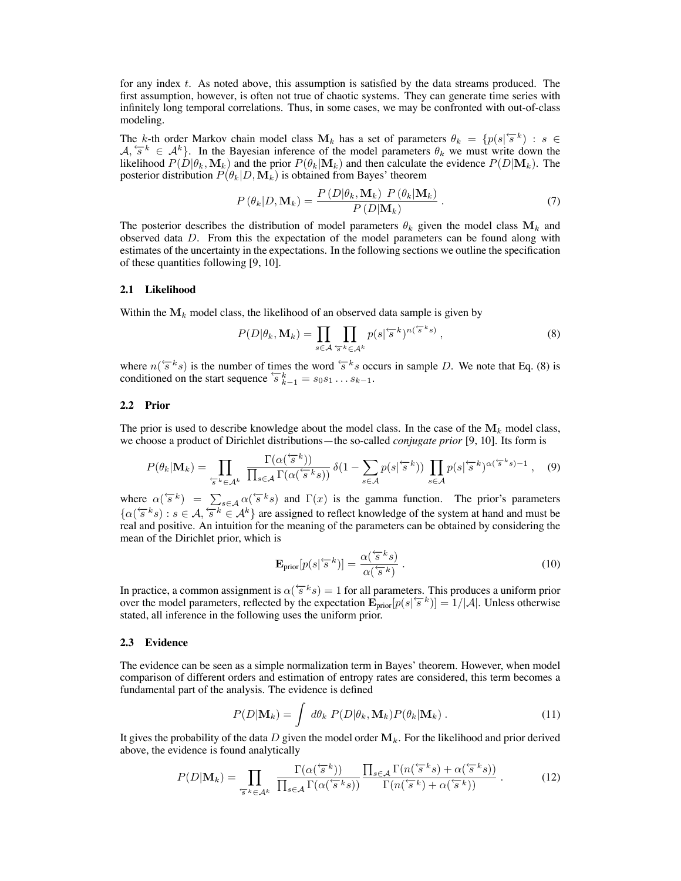for any index $t$. As noted above, this assumption is satisfied by the data streams produced. The first assumption, however, is often not true of chaotic systems. They can generate time series with infinitely long temporal correlations. Thus, in some cases, we may be confronted with out-of-class modeling.

The $k$-th order Markov chain model class $\mathbf{M}_k$ has a set of parameters $\theta_k = \{p(s|\overleftarrow{s}^k) : s \in \mathcal{A}, \overleftarrow{s}^k \in \mathcal{A}^k\}$. In the Bayesian inference of the model parameters $\theta_k$ we must write down the likelihood $P(D|\theta_k, \mathbf{M}_k)$ and the prior $P(\theta_k|\mathbf{M}_k)$ and then calculate the evidence $P(D|\mathbf{M}_k)$. The posterior distribution $P(\theta_k|D, \mathbf{M}_k)$ is obtained from Bayes' theorem

$$
P\left(\theta_k|D, \mathbf{M}_k\right) = \frac{P\left(D|\theta_k, \mathbf{M}_k\right)\ P\left(\theta_k|\mathbf{M}_k\right)}{P\left(D|\mathbf{M}_k\right)} \; . \tag{7}
$$

The posterior describes the distribution of model parameters $\theta_k$ given the model class $\mathbf{M}_k$ and observed data $D$. From this the expectation of the model parameters can be found along with estimates of the uncertainty in the expectations. In the following sections we outline the specification of these quantities following [9, 10].

### 2.1 Likelihood

Within the $\mathbf{M}_k$ model class, the likelihood of an observed data sample is given by

$$
P(D|\theta_k, \mathbf{M}_k) = \prod_{s \in \mathcal{A}} \prod_{\overleftarrow{s}^k \in \mathcal{A}^k} p(s|\overleftarrow{s}^k)^{n(\overleftarrow{s}^k s)} \; , \tag{8}
$$

where $n(\overleftarrow{s}^k s)$ is the number of times the word $\overleftarrow{s}^k s$ occurs in sample $D$. We note that Eq. (8) is conditioned on the start sequence $\overleftarrow{s}^k_{k-1} = s_0 s_1 \ldots s_{k-1}$.

### 2.2 Prior

The prior is used to describe knowledge about the model class. In the case of the $\mathbf{M}_k$ model class, we choose a product of Dirichlet distributions—the so-called *conjugate prior* [9, 10]. Its form is

$$
P(\theta_k|\mathbf{M}_k) = \prod_{\overleftarrow{s}^k \in \mathcal{A}^k} \frac{\Gamma(\alpha(\overleftarrow{s}^k))}{\prod_{s \in \mathcal{A}} \Gamma(\alpha(\overleftarrow{s}^k s))}\, \delta(1 - \sum_{s \in \mathcal{A}} p(s|\overleftarrow{s}^k)) \prod_{s \in \mathcal{A}} p(s|\overleftarrow{s}^k)^{\alpha(\overleftarrow{s}^k s) - 1} \; , \tag{9}
$$

where $\alpha(\overleftarrow{s}^k) = \sum_{s \in \mathcal{A}} \alpha(\overleftarrow{s}^k s)$ and $\Gamma(x)$ is the gamma function. The prior's parameters $\{\alpha(\overleftarrow{s}^k s) : s \in \mathcal{A}, \overleftarrow{s}^k \in \mathcal{A}^k\}$ are assigned to reflect knowledge of the system at hand and must be real and positive. An intuition for the meaning of the parameters can be obtained by considering the mean of the Dirichlet prior, which is

$$
\mathbf{E}_{\text{prior}}[p(s|\overleftarrow{s}^k)] = \frac{\alpha(\overleftarrow{s}^k s)}{\alpha(\overleftarrow{s}^k)} \; . \tag{10}
$$

In practice, a common assignment is $\alpha(\overleftarrow{s}^k s) = 1$ for all parameters. This produces a uniform prior over the model parameters, reflected by the expectation $\mathbf{E}_{\text{prior}}[p(s|\overleftarrow{s}^k)] = 1/|\mathcal{A}|$. Unless otherwise stated, all inference in the following uses the uniform prior.

### 2.3 Evidence

The evidence can be seen as a simple normalization term in Bayes' theorem. However, when model comparison of different orders and estimation of entropy rates are considered, this term becomes a fundamental part of the analysis. The evidence is defined

$$
P(D|\mathbf{M}_k) = \int d\theta_k\ P(D|\theta_k, \mathbf{M}_k) P(\theta_k|\mathbf{M}_k) \; . \tag{11}
$$

It gives the probability of the data $D$ given the model order $\mathbf{M}_k$. For the likelihood and prior derived above, the evidence is found analytically

$$
P(D|\mathbf{M}_k) = \prod_{\overleftarrow{s}^k \in \mathcal{A}^k} \frac{\Gamma(\alpha(\overleftarrow{s}^k))}{\prod_{s \in \mathcal{A}} \Gamma(\alpha(\overleftarrow{s}^k s))} \frac{\prod_{s \in \mathcal{A}} \Gamma(n(\overleftarrow{s}^k s) + \alpha(\overleftarrow{s}^k s))}{\Gamma(n(\overleftarrow{s}^k) + \alpha(\overleftarrow{s}^k))} \; . \tag{12}
$$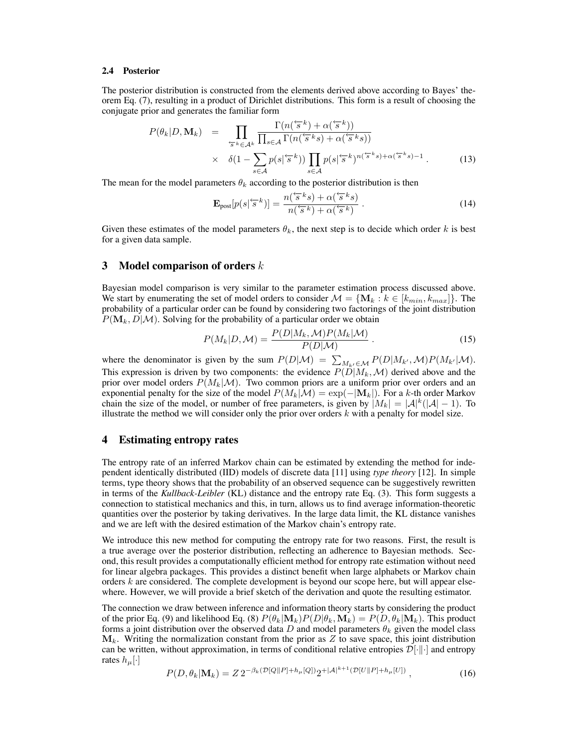### 2.4 Posterior

The posterior distribution is constructed from the elements derived above according to Bayes' theorem Eq. (7), resulting in a product of Dirichlet distributions. This form is a result of choosing the conjugate prior and generates the familiar form

$$
\begin{aligned}
P(\theta_k|D, \mathbf{M}_k) &= \prod_{\overleftarrow{s}^k \in \mathcal{A}^k} \frac{\Gamma(n(\overleftarrow{s}^k) + \alpha(\overleftarrow{s}^k))}{\prod_{s\in\mathcal{A}} \Gamma(n(\overleftarrow{s}^k s) + \alpha(\overleftarrow{s}^k s))} \\
&\times \quad \delta(1 - \sum_{s\in\mathcal{A}} p(s|\overleftarrow{s}^k)) \prod_{s\in\mathcal{A}} p(s|\overleftarrow{s}^k)^{n(\overleftarrow{s}^k s)+\alpha(\overleftarrow{s}^k s)-1} \, . \qquad (13)
\end{aligned}
$$

The mean for the model parameters $\theta_k$ according to the posterior distribution is then

$$
\mathbf{E}_{\text{post}}[p(s|\overleftarrow{s}^k)] = \frac{n(\overleftarrow{s}^k s) + \alpha(\overleftarrow{s}^k s)}{n(\overleftarrow{s}^k) + \alpha(\overleftarrow{s}^k)} \, . \qquad (14)
$$

Given these estimates of the model parameters $\theta_k$, the next step is to decide which order $k$ is best for a given data sample.

## 3 Model comparison of orders $k$

Bayesian model comparison is very similar to the parameter estimation process discussed above. We start by enumerating the set of model orders to consider $\mathcal{M} = \{\mathbf{M}_k : k \in [k_{min}, k_{max}]\}$. The probability of a particular order can be found by considering two factorings of the joint distribution $P(\mathbf{M}_k, D|\mathcal{M})$. Solving for the probability of a particular order we obtain

$$
P(M_k|D, \mathcal{M}) = \frac{P(D|M_k, \mathcal{M})P(M_k|\mathcal{M})}{P(D|\mathcal{M})} \, . \qquad (15)
$$

where the denominator is given by the sum $P(D|\mathcal{M}) = \sum_{M_{k'}\in\mathcal{M}} P(D|M_{k'}, \mathcal{M})P(M_{k'}|\mathcal{M})$. This expression is driven by two components: the evidence $P(D|M_k, \mathcal{M})$ derived above and the prior over model orders $P(M_k|\mathcal{M})$. Two common priors are a uniform prior over orders and an exponential penalty for the size of the model $P(M_k|\mathcal{M}) = \exp(-|\mathbf{M}_k|)$. For a $k$-th order Markov chain the size of the model, or number of free parameters, is given by $|M_k| = |\mathcal{A}|^k(|\mathcal{A}| - 1)$. To illustrate the method we will consider only the prior over orders $k$ with a penalty for model size.

## 4 Estimating entropy rates

The entropy rate of an inferred Markov chain can be estimated by extending the method for independent identically distributed (IID) models of discrete data [11] using *type theory* [12]. In simple terms, type theory shows that the probability of an observed sequence can be suggestively rewritten in terms of the *Kullback-Leibler* (KL) distance and the entropy rate Eq. (3). This form suggests a connection to statistical mechanics and this, in turn, allows us to find average information-theoretic quantities over the posterior by taking derivatives. In the large data limit, the KL distance vanishes and we are left with the desired estimation of the Markov chain's entropy rate.

We introduce this new method for computing the entropy rate for two reasons. First, the result is a true average over the posterior distribution, reflecting an adherence to Bayesian methods. Second, this result provides a computationally efficient method for entropy rate estimation without need for linear algebra packages. This provides a distinct benefit when large alphabets or Markov chain orders $k$ are considered. The complete development is beyond our scope here, but will appear elsewhere. However, we will provide a brief sketch of the derivation and quote the resulting estimator.

The connection we draw between inference and information theory starts by considering the product of the prior Eq. (9) and likelihood Eq. (8) $P(\theta_k|\mathbf{M}_k)P(D|\theta_k, \mathbf{M}_k) = P(D, \theta_k|\mathbf{M}_k)$. This product forms a joint distribution over the observed data $D$ and model parameters $\theta_k$ given the model class $\mathbf{M}_k$. Writing the normalization constant from the prior as $Z$ to save space, this joint distribution can be written, without approximation, in terms of conditional relative entropies $\mathcal{D}[\cdot\|\cdot]$ and entropy rates $h_\mu[\cdot]$

$$
P(D, \theta_k|\mathbf{M}_k) = Z\, 2^{-\beta_k(\mathcal{D}[Q\|P]+h_\mu[Q])} 2^{+|\mathcal{A}|^{k+1}(\mathcal{D}[U\|P]+h_\mu[U])} \, , \qquad (16)
$$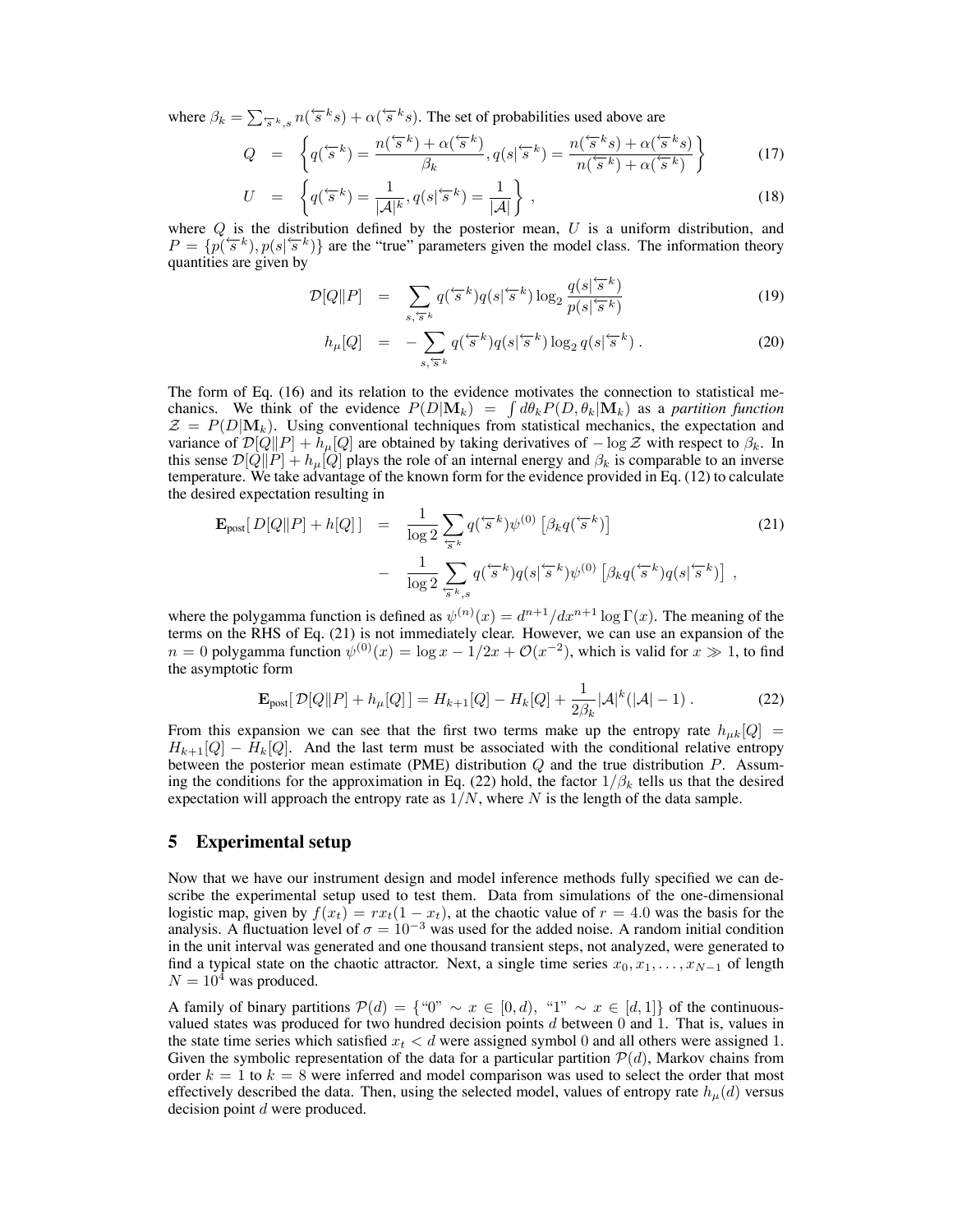where $\beta_k = \sum_{\overleftarrow{s}^k, s} n(\overleftarrow{s}^k s) + \alpha(\overleftarrow{s}^k s)$. The set of probabilities used above are

$$
Q = \left\{ q(\overleftarrow{s}^k) = \frac{n(\overleftarrow{s}^k) + \alpha(\overleftarrow{s}^k)}{\beta_k}, q(s|\overleftarrow{s}^k) = \frac{n(\overleftarrow{s}^k s) + \alpha(\overleftarrow{s}^k s)}{n(\overleftarrow{s}^k) + \alpha(\overleftarrow{s}^k)} \right\} \tag{17}
$$

$$
U = \left\{ q(\overleftarrow{s}^k) = \frac{1}{|\mathcal{A}|^k}, q(s|\overleftarrow{s}^k) = \frac{1}{|\mathcal{A}|} \right\}, \tag{18}
$$

where $Q$ is the distribution defined by the posterior mean, $U$ is a uniform distribution, and $P = \{p(\overleftarrow{s}^k), p(s|\overleftarrow{s}^k)\}$ are the "true" parameters given the model class. The information theory quantities are given by

$$
\mathcal{D}[Q\|P] = \sum_{s, \overleftarrow{s}^k} q(\overleftarrow{s}^k) q(s|\overleftarrow{s}^k) \log_2 \frac{q(s|\overleftarrow{s}^k)}{p(s|\overleftarrow{s}^k)} \tag{19}
$$

$$
h_\mu[Q] = - \sum_{s, \overleftarrow{s}^k} q(\overleftarrow{s}^k) q(s|\overleftarrow{s}^k) \log_2 q(s|\overleftarrow{s}^k). \tag{20}
$$

The form of Eq. (16) and its relation to the evidence motivates the connection to statistical mechanics. We think of the evidence $P(D|\mathbf{M}_k) = \int d\theta_k P(D, \theta_k|\mathbf{M}_k)$ as a *partition function* $\mathcal{Z} = P(D|\mathbf{M}_k)$. Using conventional techniques from statistical mechanics, the expectation and variance of $\mathcal{D}[Q\|P] + h_\mu[Q]$ are obtained by taking derivatives of $-\log \mathcal{Z}$ with respect to $\beta_k$. In this sense $\mathcal{D}[Q\|P] + h_\mu[Q]$ plays the role of an internal energy and $\beta_k$ is comparable to an inverse temperature. We take advantage of the known form for the evidence provided in Eq. (12) to calculate the desired expectation resulting in

$$
\begin{aligned}
\mathbf{E}_{\text{post}}[\, D[Q\|P] + h[Q]\,] &= \frac{1}{\log 2} \sum_{\overleftarrow{s}^k} q(\overleftarrow{s}^k) \psi^{(0)} \left[ \beta_k q(\overleftarrow{s}^k) \right] \\
&- \frac{1}{\log 2} \sum_{\overleftarrow{s}^k, s} q(\overleftarrow{s}^k) q(s|\overleftarrow{s}^k) \psi^{(0)} \left[ \beta_k q(\overleftarrow{s}^k) q(s|\overleftarrow{s}^k) \right],
\end{aligned} \tag{21}
$$

where the polygamma function is defined as $\psi^{(n)}(x) = d^{n+1}/dx^{n+1} \log \Gamma(x)$. The meaning of the terms on the RHS of Eq. (21) is not immediately clear. However, we can use an expansion of the $n = 0$ polygamma function $\psi^{(0)}(x) = \log x - 1/2x + \mathcal{O}(x^{-2})$, which is valid for $x \gg 1$, to find the asymptotic form

$$
\mathbf{E}_{\text{post}}[\, \mathcal{D}[Q\|P] + h_\mu[Q]\,] = H_{k+1}[Q] - H_k[Q] + \frac{1}{2\beta_k} |\mathcal{A}|^k (|\mathcal{A}| - 1). \tag{22}
$$

From this expansion we can see that the first two terms make up the entropy rate $h_{\mu k}[Q] = H_{k+1}[Q] - H_k[Q]$. And the last term must be associated with the conditional relative entropy between the posterior mean estimate (PME) distribution $Q$ and the true distribution $P$. Assuming the conditions for the approximation in Eq. (22) hold, the factor $1/\beta_k$ tells us that the desired expectation will approach the entropy rate as $1/N$, where $N$ is the length of the data sample.

## 5 Experimental setup

Now that we have our instrument design and model inference methods fully specified we can describe the experimental setup used to test them. Data from simulations of the one-dimensional logistic map, given by $f(x_t) = rx_t(1 - x_t)$, at the chaotic value of $r = 4.0$ was the basis for the analysis. A fluctuation level of $\sigma = 10^{-3}$ was used for the added noise. A random initial condition in the unit interval was generated and one thousand transient steps, not analyzed, were generated to find a typical state on the chaotic attractor. Next, a single time series $x_0, x_1, \ldots, x_{N-1}$ of length $N = 10^4$ was produced.

A family of binary partitions $\mathcal{P}(d) = \{$"0" $\sim x \in [0, d)$, "1" $\sim x \in [d, 1]\}$ of the continuous-valued states was produced for two hundred decision points $d$ between 0 and 1. That is, values in the state time series which satisfied $x_t < d$ were assigned symbol 0 and all others were assigned 1. Given the symbolic representation of the data for a particular partition $\mathcal{P}(d)$, Markov chains from order $k = 1$ to $k = 8$ were inferred and model comparison was used to select the order that most effectively described the data. Then, using the selected model, values of entropy rate $h_\mu(d)$ versus decision point $d$ were produced.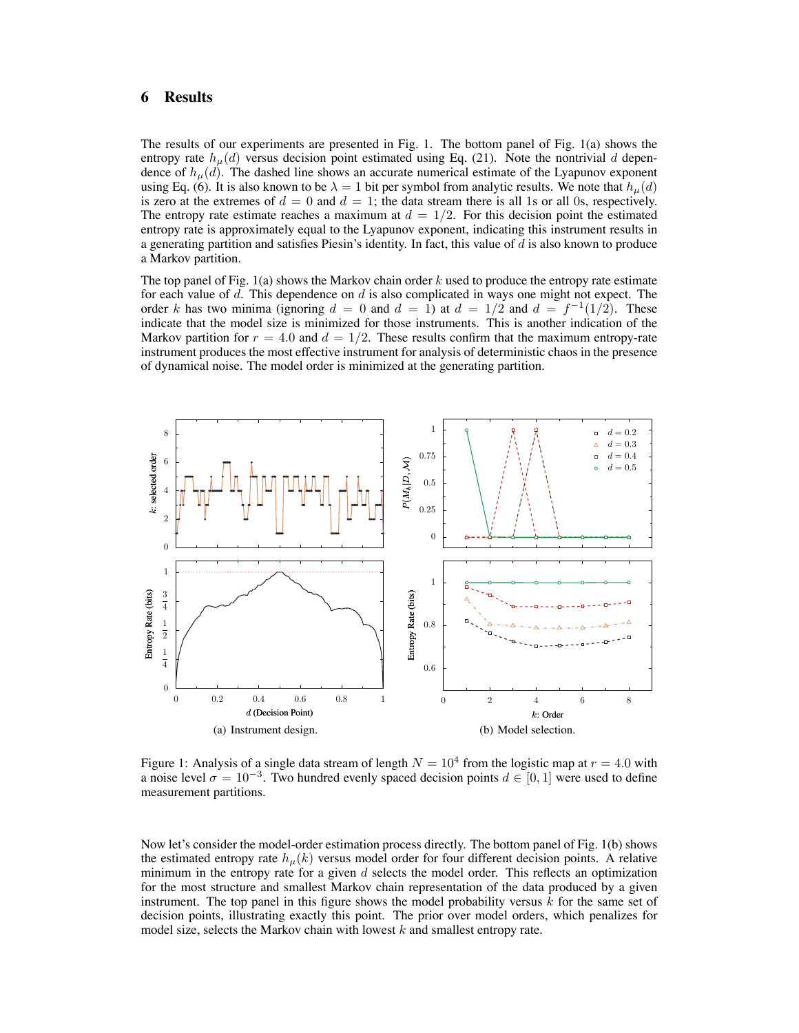## 6 Results

The results of our experiments are presented in Fig. 1. The bottom panel of Fig. 1(a) shows the entropy rate $h_\mu(d)$ versus decision point estimated using Eq. (21). Note the nontrivial $d$ dependence of $h_\mu(d)$. The dashed line shows an accurate numerical estimate of the Lyapunov exponent using Eq. (6). It is also known to be $\lambda = 1$ bit per symbol from analytic results. We note that $h_\mu(d)$ is zero at the extremes of $d = 0$ and $d = 1$; the data stream there is all 1s or all 0s, respectively. The entropy rate estimate reaches a maximum at $d = 1/2$. For this decision point the estimated entropy rate is approximately equal to the Lyapunov exponent, indicating this instrument results in a generating partition and satisfies Piesin's identity. In fact, this value of $d$ is also known to produce a Markov partition.

The top panel of Fig. 1(a) shows the Markov chain order $k$ used to produce the entropy rate estimate for each value of $d$. This dependence on $d$ is also complicated in ways one might not expect. The order $k$ has two minima (ignoring $d = 0$ and $d = 1$) at $d = 1/2$ and $d = f^{-1}(1/2)$. These indicate that the model size is minimized for those instruments. This is another indication of the Markov partition for $r = 4.0$ and $d = 1/2$. These results confirm that the maximum entropy-rate instrument produces the most effective instrument for analysis of deterministic chaos in the presence of dynamical noise. The model order is minimized at the generating partition.

(a) Instrument design.

(b) Model selection.

Figure 1: Analysis of a single data stream of length $N = 10^4$ from the logistic map at $r = 4.0$ with a noise level $\sigma = 10^{-3}$. Two hundred evenly spaced decision points $d \in [0, 1]$ were used to define measurement partitions.

Now let's consider the model-order estimation process directly. The bottom panel of Fig. 1(b) shows the estimated entropy rate $h_\mu(k)$ versus model order for four different decision points. A relative minimum in the entropy rate for a given $d$ selects the model order. This reflects an optimization for the most structure and smallest Markov chain representation of the data produced by a given instrument. The top panel in this figure shows the model probability versus $k$ for the same set of decision points, illustrating exactly this point. The prior over model orders, which penalizes for model size, selects the Markov chain with lowest $k$ and smallest entropy rate.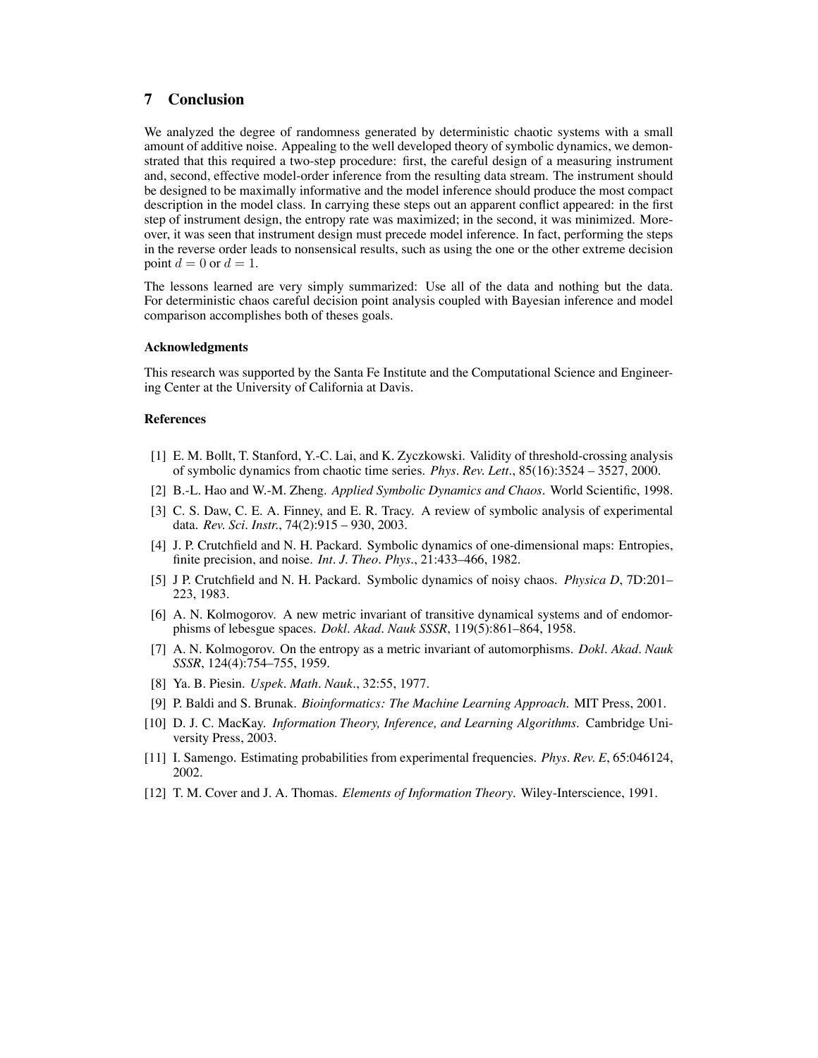## 7 Conclusion

We analyzed the degree of randomness generated by deterministic chaotic systems with a small amount of additive noise. Appealing to the well developed theory of symbolic dynamics, we demonstrated that this required a two-step procedure: first, the careful design of a measuring instrument and, second, effective model-order inference from the resulting data stream. The instrument should be designed to be maximally informative and the model inference should produce the most compact description in the model class. In carrying these steps out an apparent conflict appeared: in the first step of instrument design, the entropy rate was maximized; in the second, it was minimized. Moreover, it was seen that instrument design must precede model inference. In fact, performing the steps in the reverse order leads to nonsensical results, such as using the one or the other extreme decision point $d = 0$ or $d = 1$.

The lessons learned are very simply summarized: Use all of the data and nothing but the data. For deterministic chaos careful decision point analysis coupled with Bayesian inference and model comparison accomplishes both of theses goals.

#### Acknowledgments

This research was supported by the Santa Fe Institute and the Computational Science and Engineering Center at the University of California at Davis.

#### References

[1] E. M. Bollt, T. Stanford, Y.-C. Lai, and K. Zyczkowski. Validity of threshold-crossing analysis of symbolic dynamics from chaotic time series. *Phys. Rev. Lett.*, 85(16):3524 – 3527, 2000.

[2] B.-L. Hao and W.-M. Zheng. *Applied Symbolic Dynamics and Chaos*. World Scientific, 1998.

[3] C. S. Daw, C. E. A. Finney, and E. R. Tracy. A review of symbolic analysis of experimental data. *Rev. Sci. Instr.*, 74(2):915 – 930, 2003.

[4] J. P. Crutchfield and N. H. Packard. Symbolic dynamics of one-dimensional maps: Entropies, finite precision, and noise. *Int. J. Theo. Phys.*, 21:433–466, 1982.

[5] J P. Crutchfield and N. H. Packard. Symbolic dynamics of noisy chaos. *Physica D*, 7D:201–223, 1983.

[6] A. N. Kolmogorov. A new metric invariant of transitive dynamical systems and of endomorphisms of lebesgue spaces. *Dokl. Akad. Nauk SSSR*, 119(5):861–864, 1958.

[7] A. N. Kolmogorov. On the entropy as a metric invariant of automorphisms. *Dokl. Akad. Nauk SSSR*, 124(4):754–755, 1959.

[8] Ya. B. Piesin. *Uspek. Math. Nauk.*, 32:55, 1977.

[9] P. Baldi and S. Brunak. *Bioinformatics: The Machine Learning Approach.* MIT Press, 2001.

[10] D. J. C. MacKay. *Information Theory, Inference, and Learning Algorithms.* Cambridge University Press, 2003.

[11] I. Samengo. Estimating probabilities from experimental frequencies. *Phys. Rev. E*, 65:046124, 2002.

[12] T. M. Cover and J. A. Thomas. *Elements of Information Theory.* Wiley-Interscience, 1991.